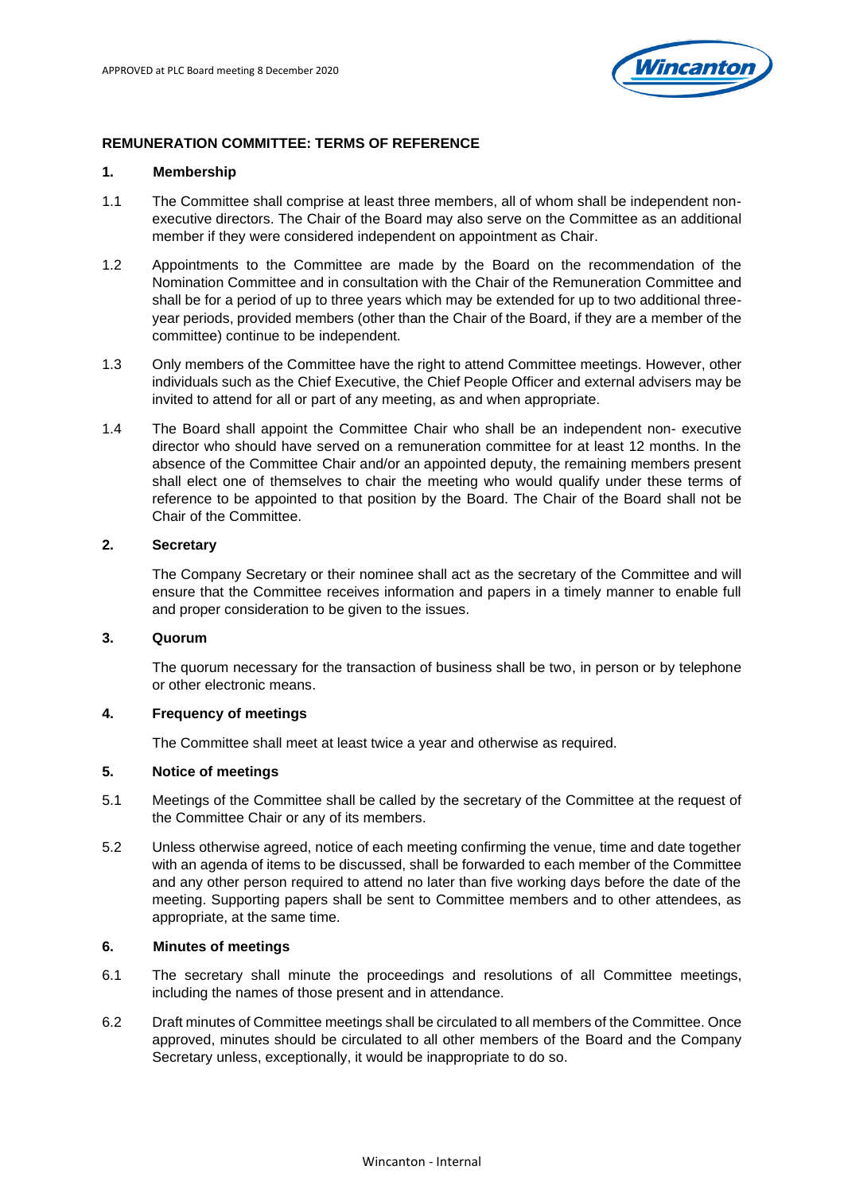APPROVED at PLC Board meeting 8 December 2020

## REMUNERATION COMMITTEE: TERMS OF REFERENCE

### 1. Membership

1.1 The Committee shall comprise at least three members, all of whom shall be independent non-executive directors. The Chair of the Board may also serve on the Committee as an additional member if they were considered independent on appointment as Chair.

1.2 Appointments to the Committee are made by the Board on the recommendation of the Nomination Committee and in consultation with the Chair of the Remuneration Committee and shall be for a period of up to three years which may be extended for up to two additional three-year periods, provided members (other than the Chair of the Board, if they are a member of the committee) continue to be independent.

1.3 Only members of the Committee have the right to attend Committee meetings. However, other individuals such as the Chief Executive, the Chief People Officer and external advisers may be invited to attend for all or part of any meeting, as and when appropriate.

1.4 The Board shall appoint the Committee Chair who shall be an independent non- executive director who should have served on a remuneration committee for at least 12 months. In the absence of the Committee Chair and/or an appointed deputy, the remaining members present shall elect one of themselves to chair the meeting who would qualify under these terms of reference to be appointed to that position by the Board. The Chair of the Board shall not be Chair of the Committee.

### 2. Secretary

The Company Secretary or their nominee shall act as the secretary of the Committee and will ensure that the Committee receives information and papers in a timely manner to enable full and proper consideration to be given to the issues.

### 3. Quorum

The quorum necessary for the transaction of business shall be two, in person or by telephone or other electronic means.

### 4. Frequency of meetings

The Committee shall meet at least twice a year and otherwise as required.

### 5. Notice of meetings

5.1 Meetings of the Committee shall be called by the secretary of the Committee at the request of the Committee Chair or any of its members.

5.2 Unless otherwise agreed, notice of each meeting confirming the venue, time and date together with an agenda of items to be discussed, shall be forwarded to each member of the Committee and any other person required to attend no later than five working days before the date of the meeting. Supporting papers shall be sent to Committee members and to other attendees, as appropriate, at the same time.

### 6. Minutes of meetings

6.1 The secretary shall minute the proceedings and resolutions of all Committee meetings, including the names of those present and in attendance.

6.2 Draft minutes of Committee meetings shall be circulated to all members of the Committee. Once approved, minutes should be circulated to all other members of the Board and the Company Secretary unless, exceptionally, it would be inappropriate to do so.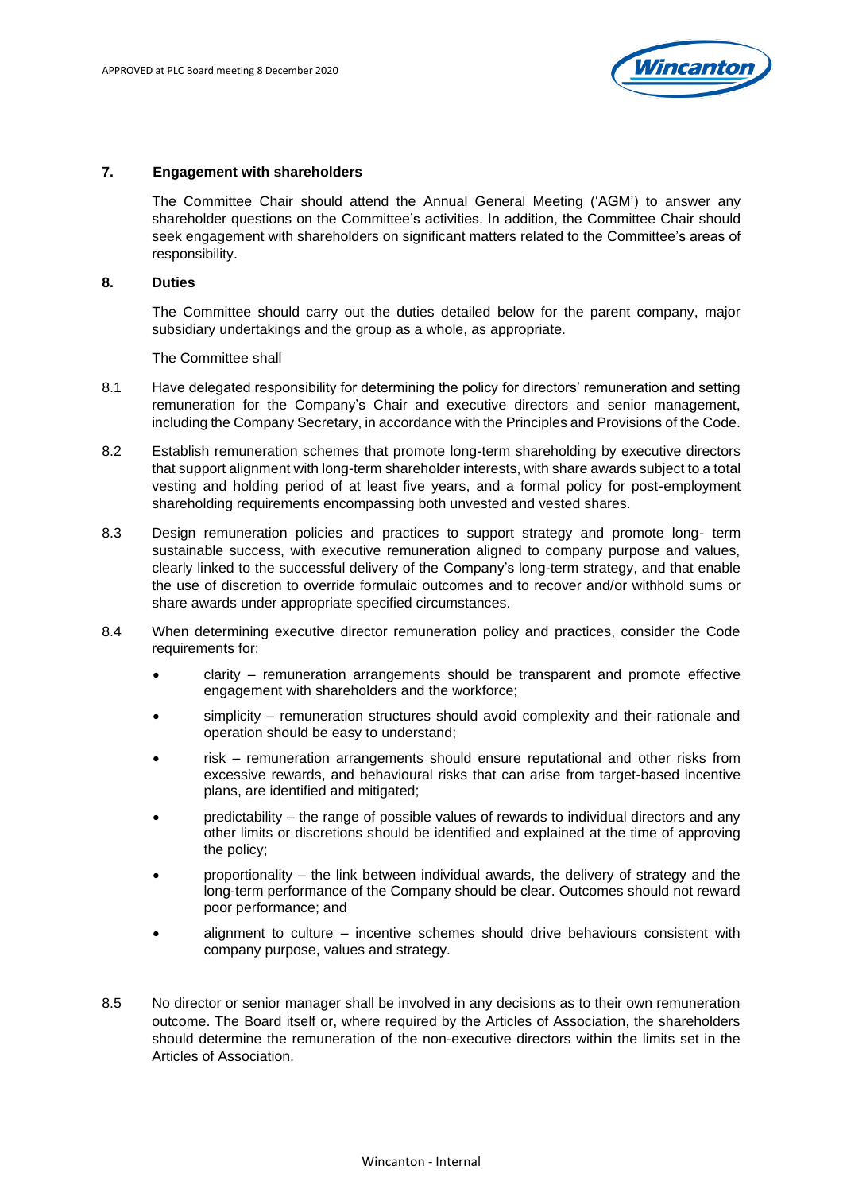## 7. Engagement with shareholders

The Committee Chair should attend the Annual General Meeting ('AGM') to answer any shareholder questions on the Committee's activities. In addition, the Committee Chair should seek engagement with shareholders on significant matters related to the Committee's areas of responsibility.

## 8. Duties

The Committee should carry out the duties detailed below for the parent company, major subsidiary undertakings and the group as a whole, as appropriate.

The Committee shall

8.1 Have delegated responsibility for determining the policy for directors' remuneration and setting remuneration for the Company's Chair and executive directors and senior management, including the Company Secretary, in accordance with the Principles and Provisions of the Code.

8.2 Establish remuneration schemes that promote long-term shareholding by executive directors that support alignment with long-term shareholder interests, with share awards subject to a total vesting and holding period of at least five years, and a formal policy for post-employment shareholding requirements encompassing both unvested and vested shares.

8.3 Design remuneration policies and practices to support strategy and promote long- term sustainable success, with executive remuneration aligned to company purpose and values, clearly linked to the successful delivery of the Company's long-term strategy, and that enable the use of discretion to override formulaic outcomes and to recover and/or withhold sums or share awards under appropriate specified circumstances.

8.4 When determining executive director remuneration policy and practices, consider the Code requirements for:

- clarity – remuneration arrangements should be transparent and promote effective engagement with shareholders and the workforce;
- simplicity – remuneration structures should avoid complexity and their rationale and operation should be easy to understand;
- risk – remuneration arrangements should ensure reputational and other risks from excessive rewards, and behavioural risks that can arise from target-based incentive plans, are identified and mitigated;
- predictability – the range of possible values of rewards to individual directors and any other limits or discretions should be identified and explained at the time of approving the policy;
- proportionality – the link between individual awards, the delivery of strategy and the long-term performance of the Company should be clear. Outcomes should not reward poor performance; and
- alignment to culture – incentive schemes should drive behaviours consistent with company purpose, values and strategy.

8.5 No director or senior manager shall be involved in any decisions as to their own remuneration outcome. The Board itself or, where required by the Articles of Association, the shareholders should determine the remuneration of the non-executive directors within the limits set in the Articles of Association.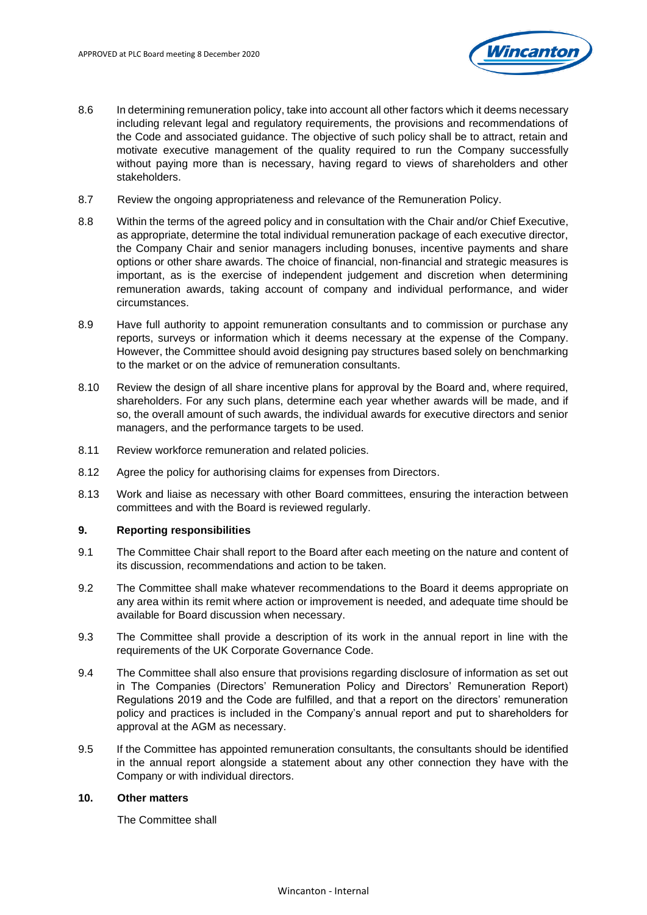8.6 In determining remuneration policy, take into account all other factors which it deems necessary including relevant legal and regulatory requirements, the provisions and recommendations of the Code and associated guidance. The objective of such policy shall be to attract, retain and motivate executive management of the quality required to run the Company successfully without paying more than is necessary, having regard to views of shareholders and other stakeholders.

8.7 Review the ongoing appropriateness and relevance of the Remuneration Policy.

8.8 Within the terms of the agreed policy and in consultation with the Chair and/or Chief Executive, as appropriate, determine the total individual remuneration package of each executive director, the Company Chair and senior managers including bonuses, incentive payments and share options or other share awards. The choice of financial, non-financial and strategic measures is important, as is the exercise of independent judgement and discretion when determining remuneration awards, taking account of company and individual performance, and wider circumstances.

8.9 Have full authority to appoint remuneration consultants and to commission or purchase any reports, surveys or information which it deems necessary at the expense of the Company. However, the Committee should avoid designing pay structures based solely on benchmarking to the market or on the advice of remuneration consultants.

8.10 Review the design of all share incentive plans for approval by the Board and, where required, shareholders. For any such plans, determine each year whether awards will be made, and if so, the overall amount of such awards, the individual awards for executive directors and senior managers, and the performance targets to be used.

8.11 Review workforce remuneration and related policies.

8.12 Agree the policy for authorising claims for expenses from Directors.

8.13 Work and liaise as necessary with other Board committees, ensuring the interaction between committees and with the Board is reviewed regularly.

## 9. Reporting responsibilities

9.1 The Committee Chair shall report to the Board after each meeting on the nature and content of its discussion, recommendations and action to be taken.

9.2 The Committee shall make whatever recommendations to the Board it deems appropriate on any area within its remit where action or improvement is needed, and adequate time should be available for Board discussion when necessary.

9.3 The Committee shall provide a description of its work in the annual report in line with the requirements of the UK Corporate Governance Code.

9.4 The Committee shall also ensure that provisions regarding disclosure of information as set out in The Companies (Directors' Remuneration Policy and Directors' Remuneration Report) Regulations 2019 and the Code are fulfilled, and that a report on the directors' remuneration policy and practices is included in the Company's annual report and put to shareholders for approval at the AGM as necessary.

9.5 If the Committee has appointed remuneration consultants, the consultants should be identified in the annual report alongside a statement about any other connection they have with the Company or with individual directors.

## 10. Other matters

The Committee shall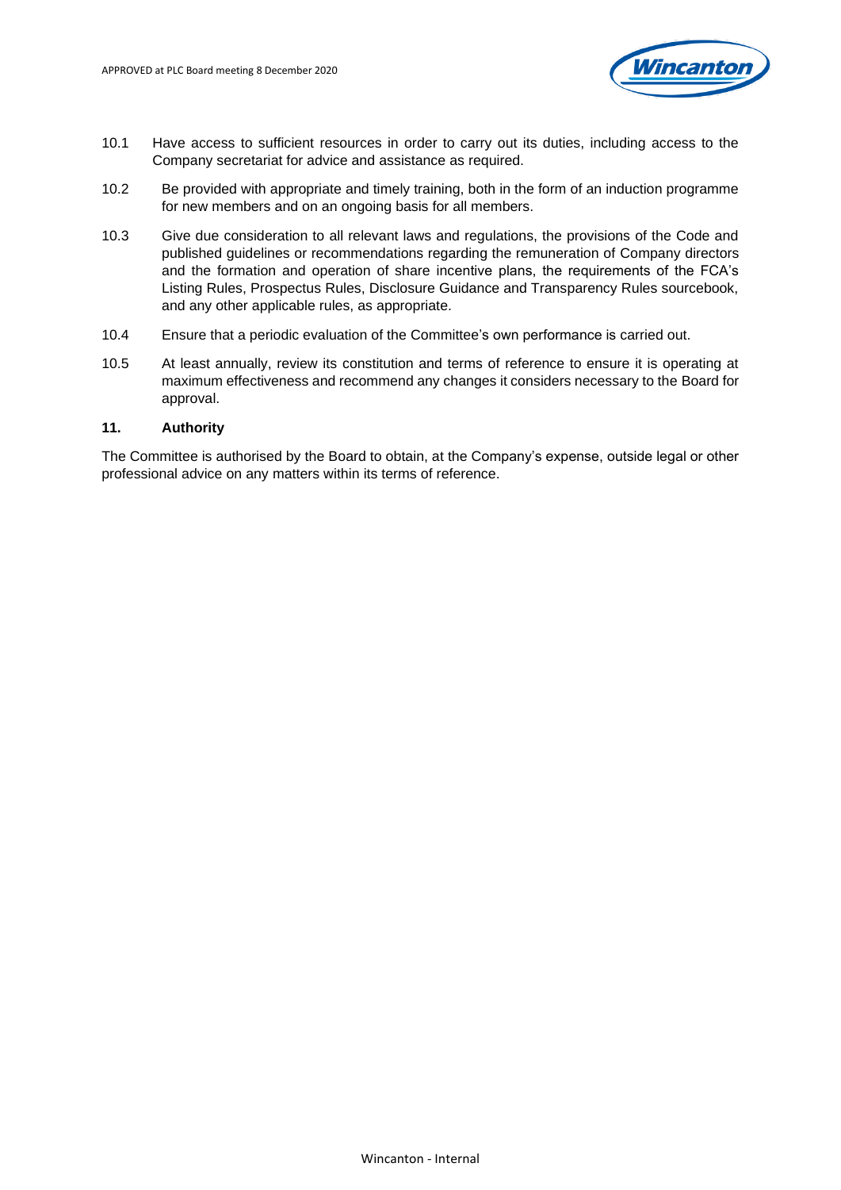10.1 Have access to sufficient resources in order to carry out its duties, including access to the Company secretariat for advice and assistance as required.

10.2 Be provided with appropriate and timely training, both in the form of an induction programme for new members and on an ongoing basis for all members.

10.3 Give due consideration to all relevant laws and regulations, the provisions of the Code and published guidelines or recommendations regarding the remuneration of Company directors and the formation and operation of share incentive plans, the requirements of the FCA's Listing Rules, Prospectus Rules, Disclosure Guidance and Transparency Rules sourcebook, and any other applicable rules, as appropriate.

10.4 Ensure that a periodic evaluation of the Committee's own performance is carried out.

10.5 At least annually, review its constitution and terms of reference to ensure it is operating at maximum effectiveness and recommend any changes it considers necessary to the Board for approval.

## 11. Authority

The Committee is authorised by the Board to obtain, at the Company's expense, outside legal or other professional advice on any matters within its terms of reference.